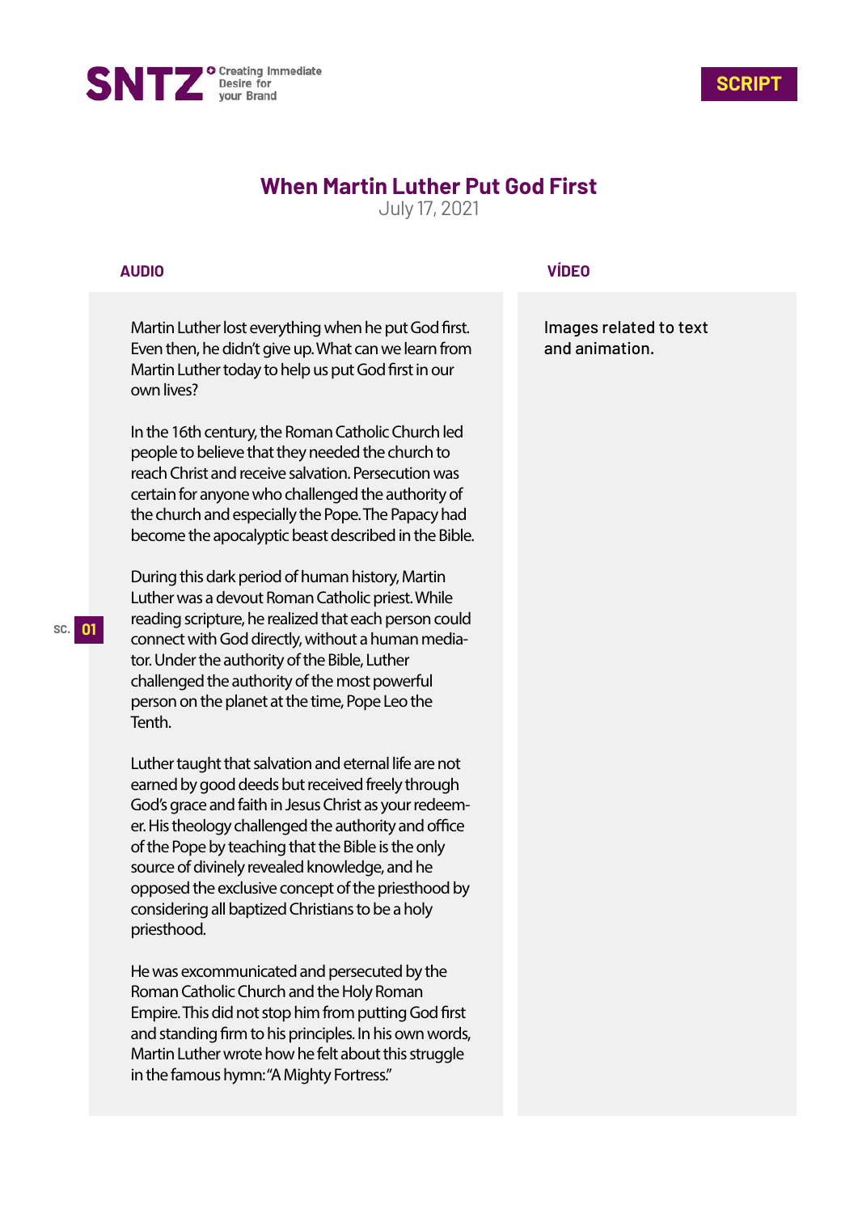SNTZ — Creating Immediate Desire for your Brand

**SCRIPT**

# When Martin Luther Put God First

July 17, 2021

| | AUDIO | VÍDEO |
|---|---|---|
| SC. 01 | Martin Luther lost everything when he put God first. Even then, he didn't give up. What can we learn from Martin Luther today to help us put God first in our own lives?<br><br>In the 16th century, the Roman Catholic Church led people to believe that they needed the church to reach Christ and receive salvation. Persecution was certain for anyone who challenged the authority of the church and especially the Pope. The Papacy had become the apocalyptic beast described in the Bible.<br><br>During this dark period of human history, Martin Luther was a devout Roman Catholic priest. While reading scripture, he realized that each person could connect with God directly, without a human mediator. Under the authority of the Bible, Luther challenged the authority of the most powerful person on the planet at the time, Pope Leo the Tenth.<br><br>Luther taught that salvation and eternal life are not earned by good deeds but received freely through God's grace and faith in Jesus Christ as your redeemer. His theology challenged the authority and office of the Pope by teaching that the Bible is the only source of divinely revealed knowledge, and he opposed the exclusive concept of the priesthood by considering all baptized Christians to be a holy priesthood.<br><br>He was excommunicated and persecuted by the Roman Catholic Church and the Holy Roman Empire. This did not stop him from putting God first and standing firm to his principles. In his own words, Martin Luther wrote how he felt about this struggle in the famous hymn: "A Mighty Fortress." | Images related to text and animation. |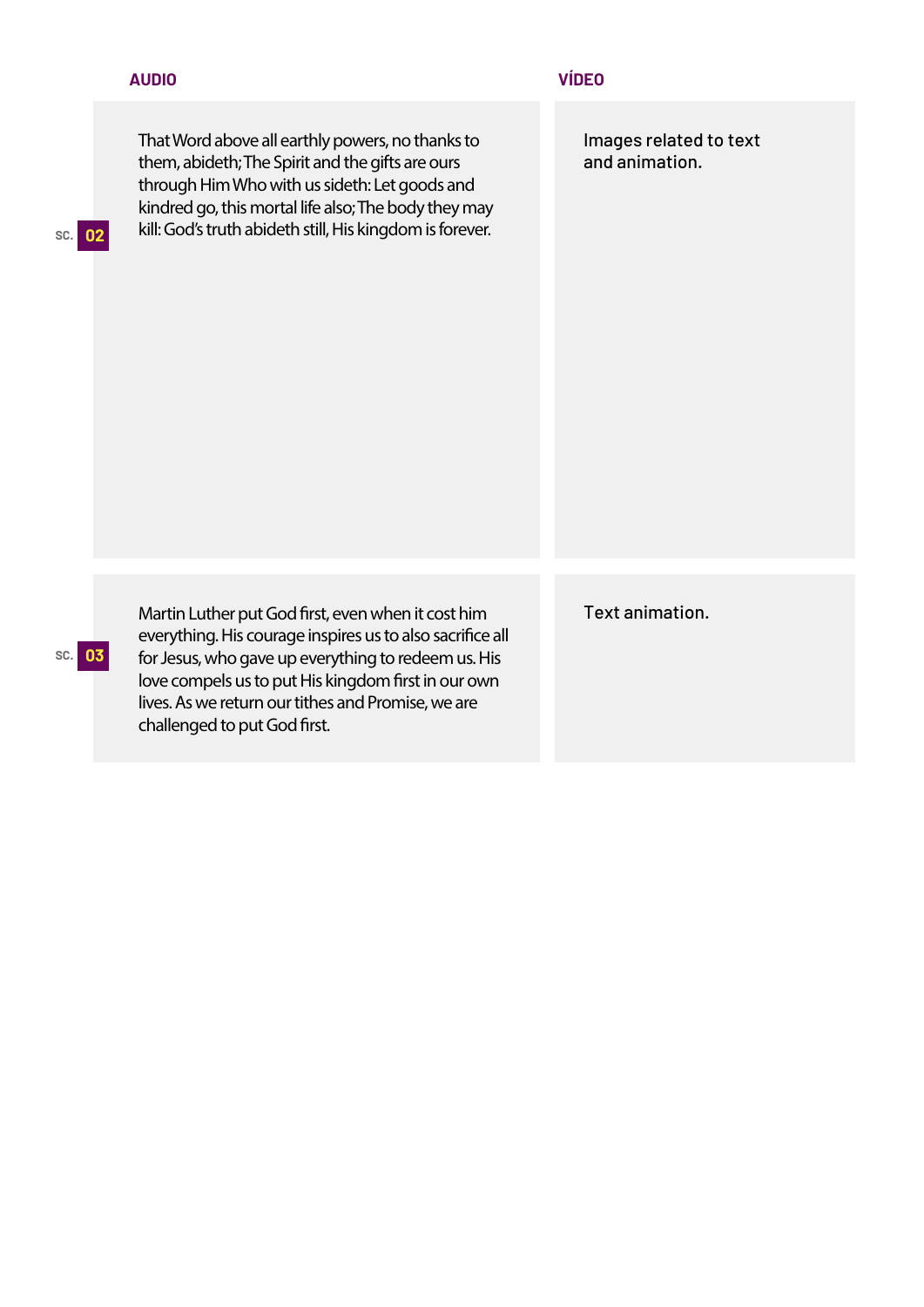| | AUDIO | VÍDEO |
|---|---|---|
| SC. 02 | That Word above all earthly powers, no thanks to them, abideth; The Spirit and the gifts are ours through Him Who with us sideth: Let goods and kindred go, this mortal life also; The body they may kill: God's truth abideth still, His kingdom is forever. | Images related to text and animation. |
| SC. 03 | Martin Luther put God first, even when it cost him everything. His courage inspires us to also sacrifice all for Jesus, who gave up everything to redeem us. His love compels us to put His kingdom first in our own lives. As we return our tithes and Promise, we are challenged to put God first. | Text animation. |